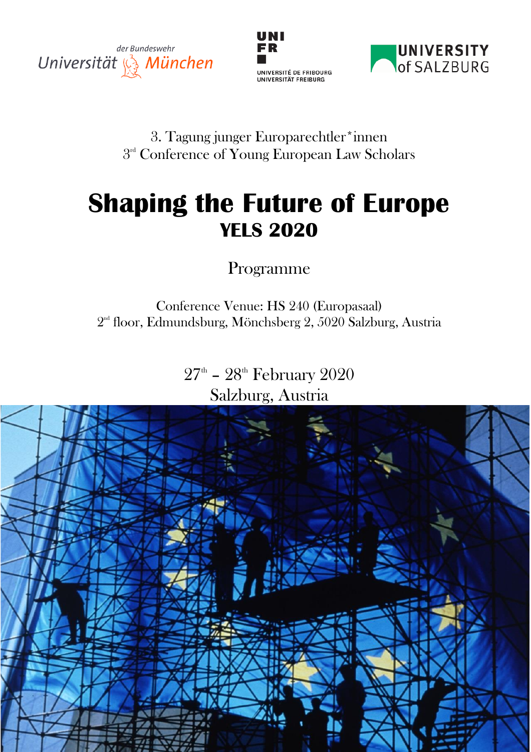Universität der Bundeswehr München

UNI FR UNIVERSITÉ DE FRIBOURG UNIVERSITÄT FREIBURG

UNIVERSITY of SALZBURG

3. Tagung junger Europarechtler*innen
3rd Conference of Young European Law Scholars

# Shaping the Future of Europe

## YELS 2020

Programme

Conference Venue: HS 240 (Europasaal)
2nd floor, Edmundsburg, Mönchsberg 2, 5020 Salzburg, Austria

27th – 28th February 2020
Salzburg, Austria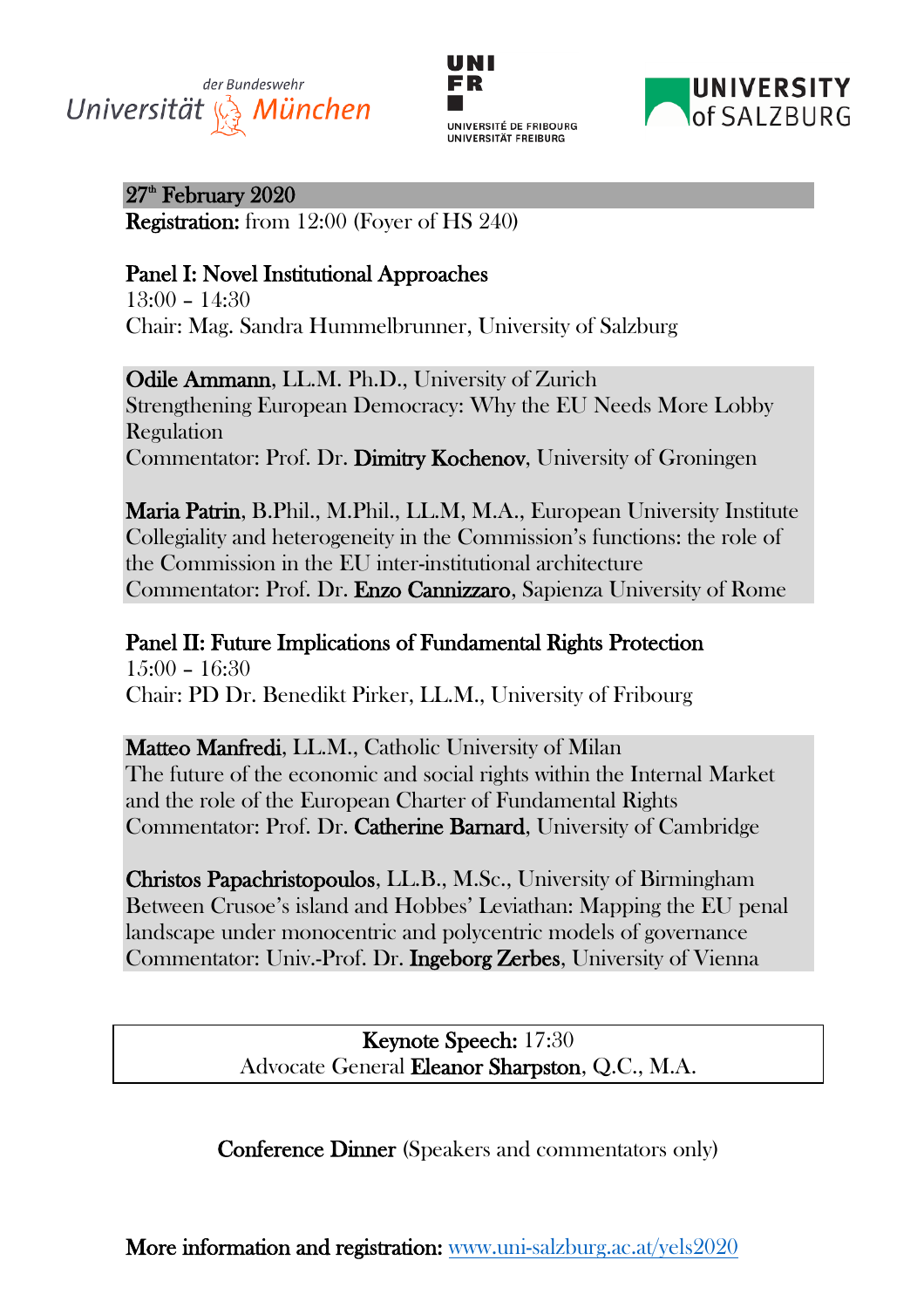**27th February 2020**

**Registration:** from 12:00 (Foyer of HS 240)

## Panel I: Novel Institutional Approaches

13:00 – 14:30
Chair: Mag. Sandra Hummelbrunner, University of Salzburg

**Odile Ammann**, LL.M. Ph.D., University of Zurich
Strengthening European Democracy: Why the EU Needs More Lobby Regulation
Commentator: Prof. Dr. **Dimitry Kochenov**, University of Groningen

**Maria Patrin**, B.Phil., M.Phil., LL.M, M.A., European University Institute
Collegiality and heterogeneity in the Commission's functions: the role of the Commission in the EU inter-institutional architecture
Commentator: Prof. Dr. **Enzo Cannizzaro**, Sapienza University of Rome

## Panel II: Future Implications of Fundamental Rights Protection

15:00 – 16:30
Chair: PD Dr. Benedikt Pirker, LL.M., University of Fribourg

**Matteo Manfredi**, LL.M., Catholic University of Milan
The future of the economic and social rights within the Internal Market and the role of the European Charter of Fundamental Rights
Commentator: Prof. Dr. **Catherine Barnard**, University of Cambridge

**Christos Papachristopoulos**, LL.B., M.Sc., University of Birmingham
Between Crusoe's island and Hobbes' Leviathan: Mapping the EU penal landscape under monocentric and polycentric models of governance
Commentator: Univ.-Prof. Dr. **Ingeborg Zerbes**, University of Vienna

**Keynote Speech:** 17:30
Advocate General **Eleanor Sharpston**, Q.C., M.A.

**Conference Dinner** (Speakers and commentators only)

**More information and registration:** [www.uni-salzburg.ac.at/yels2020](www.uni-salzburg.ac.at/yels2020)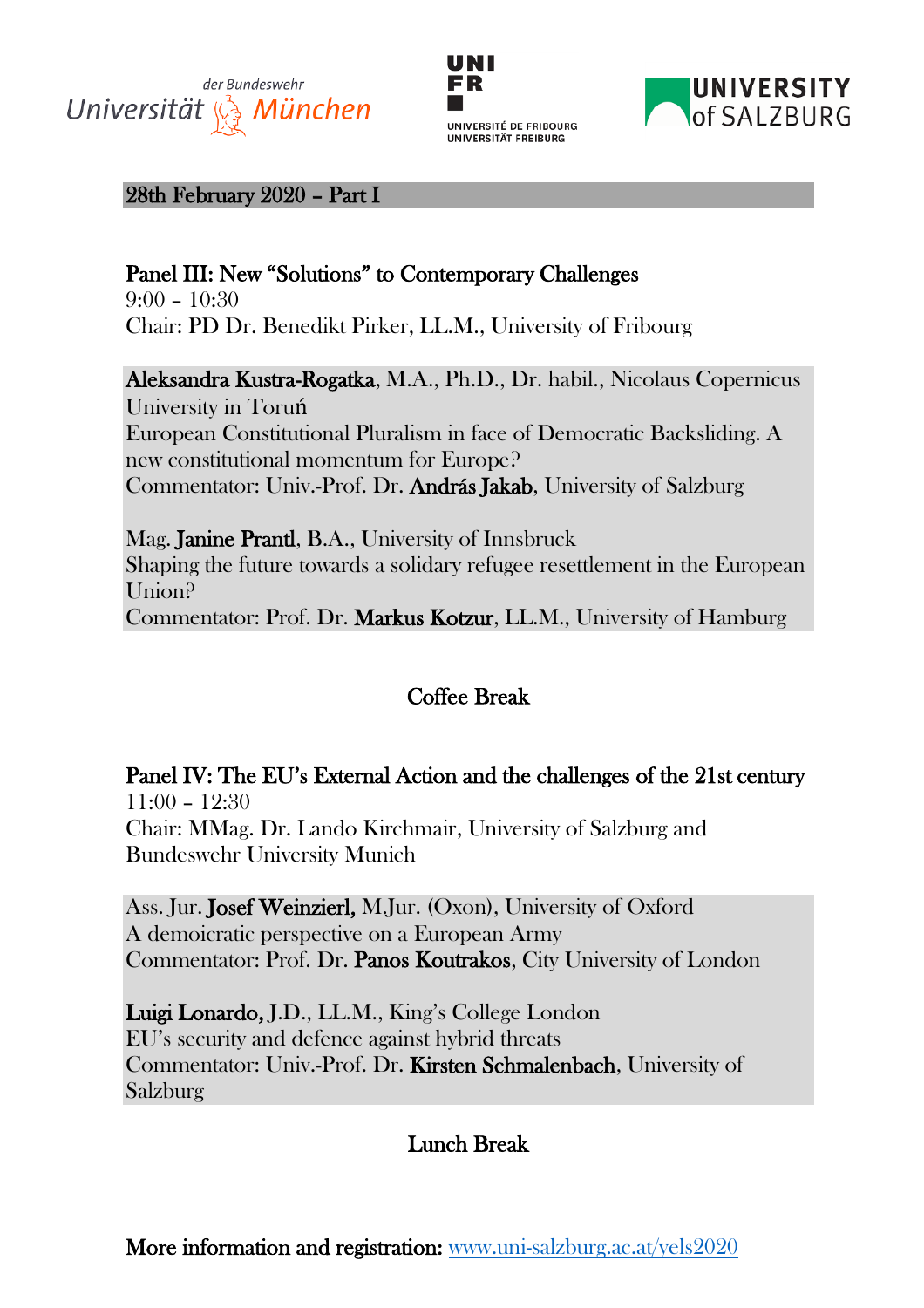## 28th February 2020 – Part I

### Panel III: New "Solutions" to Contemporary Challenges

9:00 – 10:30
Chair: PD Dr. Benedikt Pirker, LL.M., University of Fribourg

**Aleksandra Kustra-Rogatka**, M.A., Ph.D., Dr. habil., Nicolaus Copernicus University in Toruń
European Constitutional Pluralism in face of Democratic Backsliding. A new constitutional momentum for Europe?
Commentator: Univ.-Prof. Dr. **András Jakab**, University of Salzburg

Mag. **Janine Prantl**, B.A., University of Innsbruck
Shaping the future towards a solidary refugee resettlement in the European Union?
Commentator: Prof. Dr. **Markus Kotzur**, LL.M., University of Hamburg

**Coffee Break**

### Panel IV: The EU's External Action and the challenges of the 21st century

11:00 – 12:30
Chair: MMag. Dr. Lando Kirchmair, University of Salzburg and Bundeswehr University Munich

Ass. Jur. **Josef Weinzierl,** M.Jur. (Oxon), University of Oxford
A demoicratic perspective on a European Army
Commentator: Prof. Dr. **Panos Koutrakos**, City University of London

**Luigi Lonardo,** J.D., LL.M., King's College London
EU's security and defence against hybrid threats
Commentator: Univ.-Prof. Dr. **Kirsten Schmalenbach**, University of Salzburg

**Lunch Break**

**More information and registration:** www.uni-salzburg.ac.at/yels2020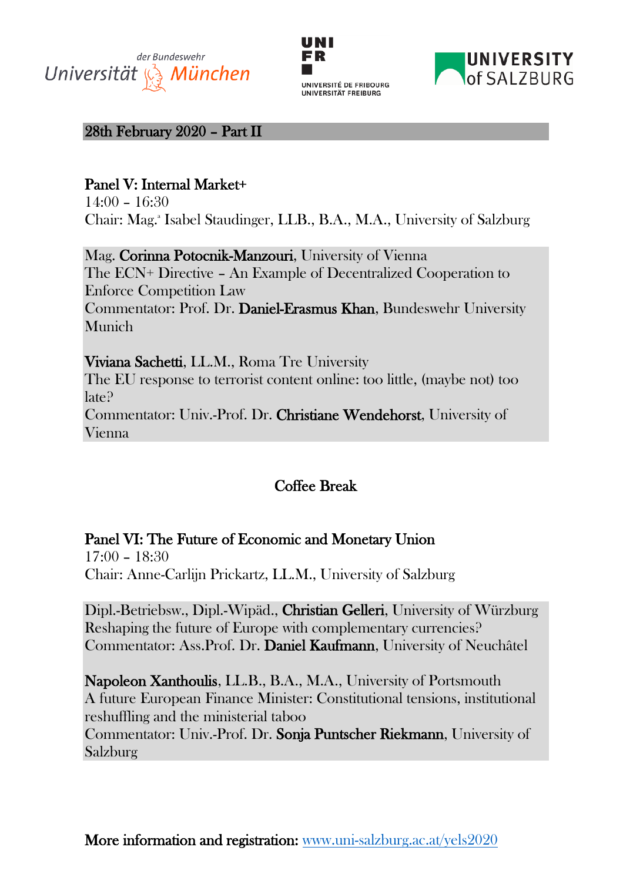## 28th February 2020 – Part II

### Panel V: Internal Market+

14:00 – 16:30
Chair: Mag.[a] Isabel Staudinger, LLB., B.A., M.A., University of Salzburg

Mag. **Corinna Potocnik-Manzouri**, University of Vienna
The ECN+ Directive – An Example of Decentralized Cooperation to Enforce Competition Law
Commentator: Prof. Dr. **Daniel-Erasmus Khan**, Bundeswehr University Munich

**Viviana Sachetti**, LL.M., Roma Tre University
The EU response to terrorist content online: too little, (maybe not) too late?
Commentator: Univ.-Prof. Dr. **Christiane Wendehorst**, University of Vienna

**Coffee Break**

### Panel VI: The Future of Economic and Monetary Union

17:00 – 18:30
Chair: Anne-Carlijn Prickartz, LL.M., University of Salzburg

Dipl.-Betriebsw., Dipl.-Wipäd., **Christian Gelleri**, University of Würzburg
Reshaping the future of Europe with complementary currencies?
Commentator: Ass.Prof. Dr. **Daniel Kaufmann**, University of Neuchâtel

**Napoleon Xanthoulis**, LL.B., B.A., M.A., University of Portsmouth
A future European Finance Minister: Constitutional tensions, institutional reshuffling and the ministerial taboo
Commentator: Univ.-Prof. Dr. **Sonja Puntscher Riekmann**, University of Salzburg

**More information and registration:** www.uni-salzburg.ac.at/yels2020